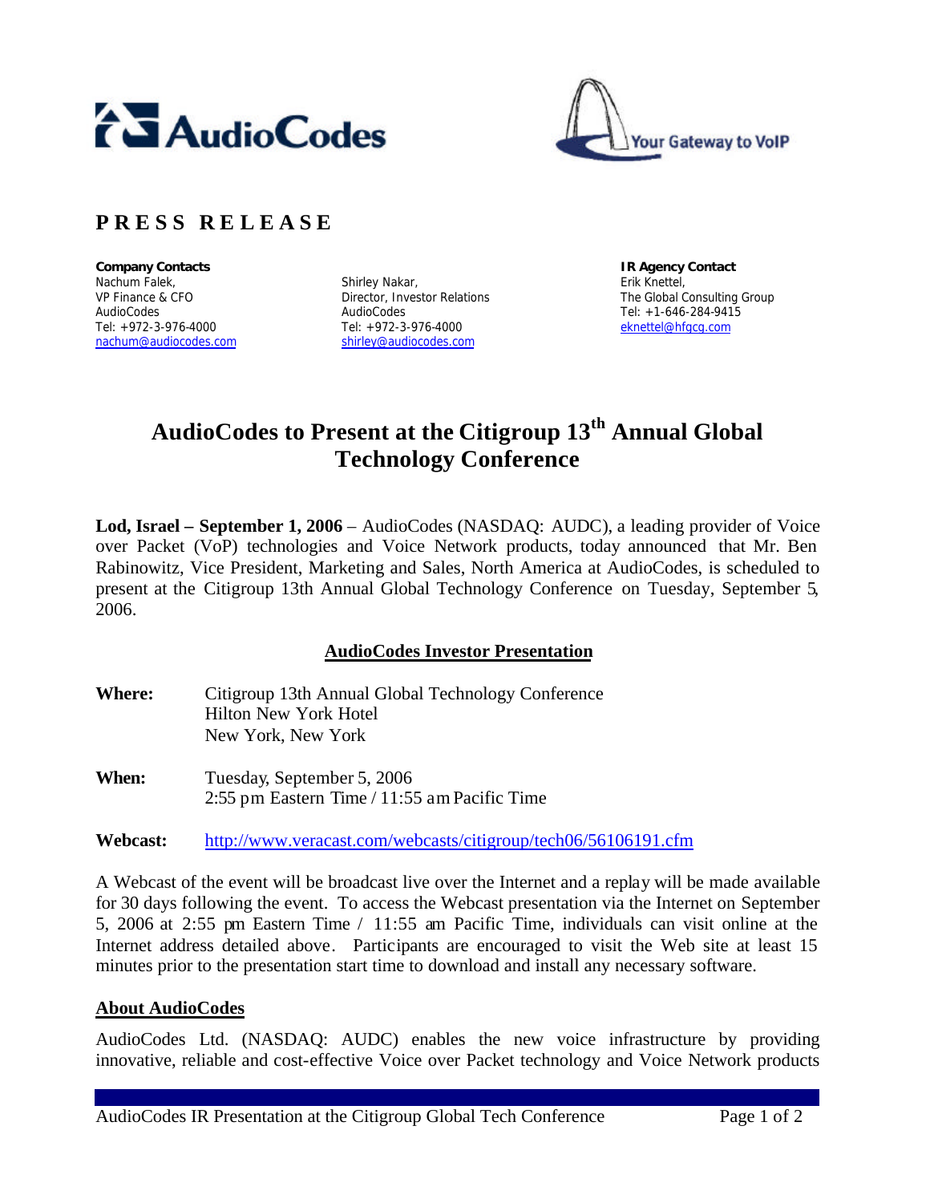# PRESS RELEASE

**Company Contacts**

Nachum Falek,
VP Finance & CFO
AudioCodes
Tel: +972-3-976-4000
nachum@audiocodes.com

Shirley Nakar,
Director, Investor Relations
AudioCodes
Tel: +972-3-976-4000
shirley@audiocodes.com

**IR Agency Contact**

Erik Knettel,
The Global Consulting Group
Tel: +1-646-284-9415
eknettel@hfgcg.com

# AudioCodes to Present at the Citigroup 13th Annual Global Technology Conference

**Lod, Israel – September 1, 2006** – AudioCodes (NASDAQ: AUDC), a leading provider of Voice over Packet (VoP) technologies and Voice Network products, today announced that Mr. Ben Rabinowitz, Vice President, Marketing and Sales, North America at AudioCodes, is scheduled to present at the Citigroup 13th Annual Global Technology Conference on Tuesday, September 5, 2006.

## AudioCodes Investor Presentation

**Where:** Citigroup 13th Annual Global Technology Conference
Hilton New York Hotel
New York, New York

**When:** Tuesday, September 5, 2006
2:55 pm Eastern Time / 11:55 am Pacific Time

**Webcast:** http://www.veracast.com/webcasts/citigroup/tech06/56106191.cfm

A Webcast of the event will be broadcast live over the Internet and a replay will be made available for 30 days following the event. To access the Webcast presentation via the Internet on September 5, 2006 at 2:55 pm Eastern Time / 11:55 am Pacific Time, individuals can visit online at the Internet address detailed above. Participants are encouraged to visit the Web site at least 15 minutes prior to the presentation start time to download and install any necessary software.

## About AudioCodes

AudioCodes Ltd. (NASDAQ: AUDC) enables the new voice infrastructure by providing innovative, reliable and cost-effective Voice over Packet technology and Voice Network products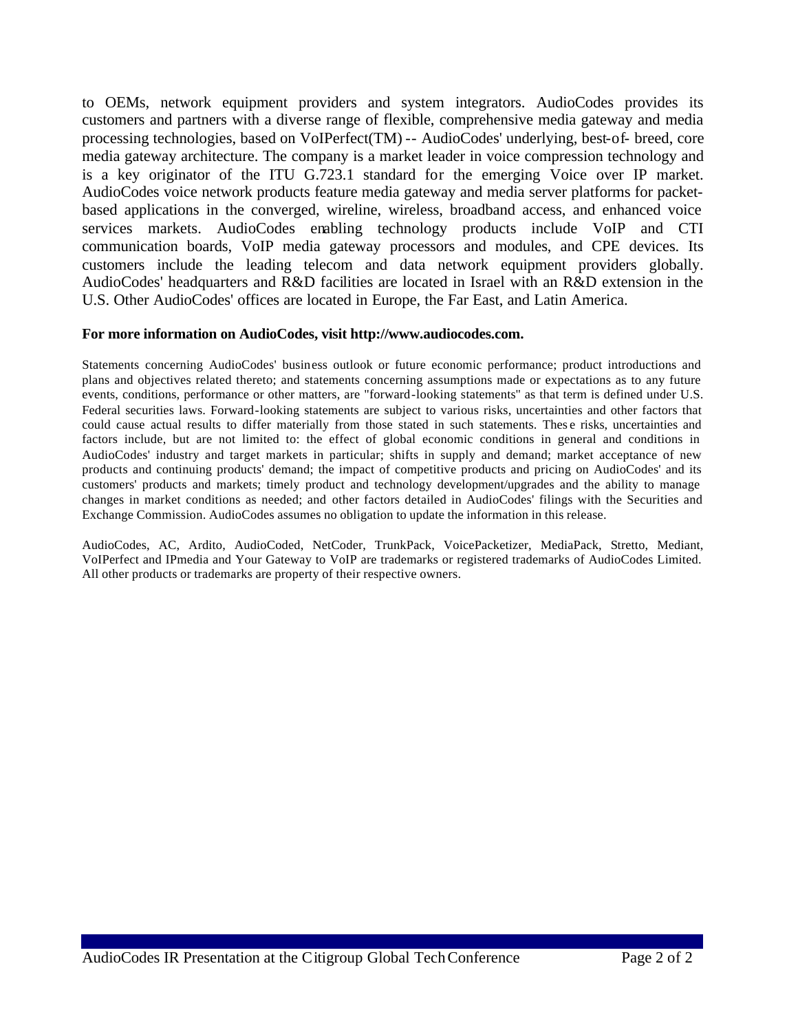to OEMs, network equipment providers and system integrators. AudioCodes provides its customers and partners with a diverse range of flexible, comprehensive media gateway and media processing technologies, based on VoIPerfect(TM) -- AudioCodes' underlying, best-of- breed, core media gateway architecture. The company is a market leader in voice compression technology and is a key originator of the ITU G.723.1 standard for the emerging Voice over IP market. AudioCodes voice network products feature media gateway and media server platforms for packet-based applications in the converged, wireline, wireless, broadband access, and enhanced voice services markets. AudioCodes enabling technology products include VoIP and CTI communication boards, VoIP media gateway processors and modules, and CPE devices. Its customers include the leading telecom and data network equipment providers globally. AudioCodes' headquarters and R&D facilities are located in Israel with an R&D extension in the U.S. Other AudioCodes' offices are located in Europe, the Far East, and Latin America.

**For more information on AudioCodes, visit http://www.audiocodes.com.**

Statements concerning AudioCodes' business outlook or future economic performance; product introductions and plans and objectives related thereto; and statements concerning assumptions made or expectations as to any future events, conditions, performance or other matters, are "forward-looking statements" as that term is defined under U.S. Federal securities laws. Forward-looking statements are subject to various risks, uncertainties and other factors that could cause actual results to differ materially from those stated in such statements. These risks, uncertainties and factors include, but are not limited to: the effect of global economic conditions in general and conditions in AudioCodes' industry and target markets in particular; shifts in supply and demand; market acceptance of new products and continuing products' demand; the impact of competitive products and pricing on AudioCodes' and its customers' products and markets; timely product and technology development/upgrades and the ability to manage changes in market conditions as needed; and other factors detailed in AudioCodes' filings with the Securities and Exchange Commission. AudioCodes assumes no obligation to update the information in this release.

AudioCodes, AC, Ardito, AudioCoded, NetCoder, TrunkPack, VoicePacketizer, MediaPack, Stretto, Mediant, VoIPerfect and IPmedia and Your Gateway to VoIP are trademarks or registered trademarks of AudioCodes Limited. All other products or trademarks are property of their respective owners.